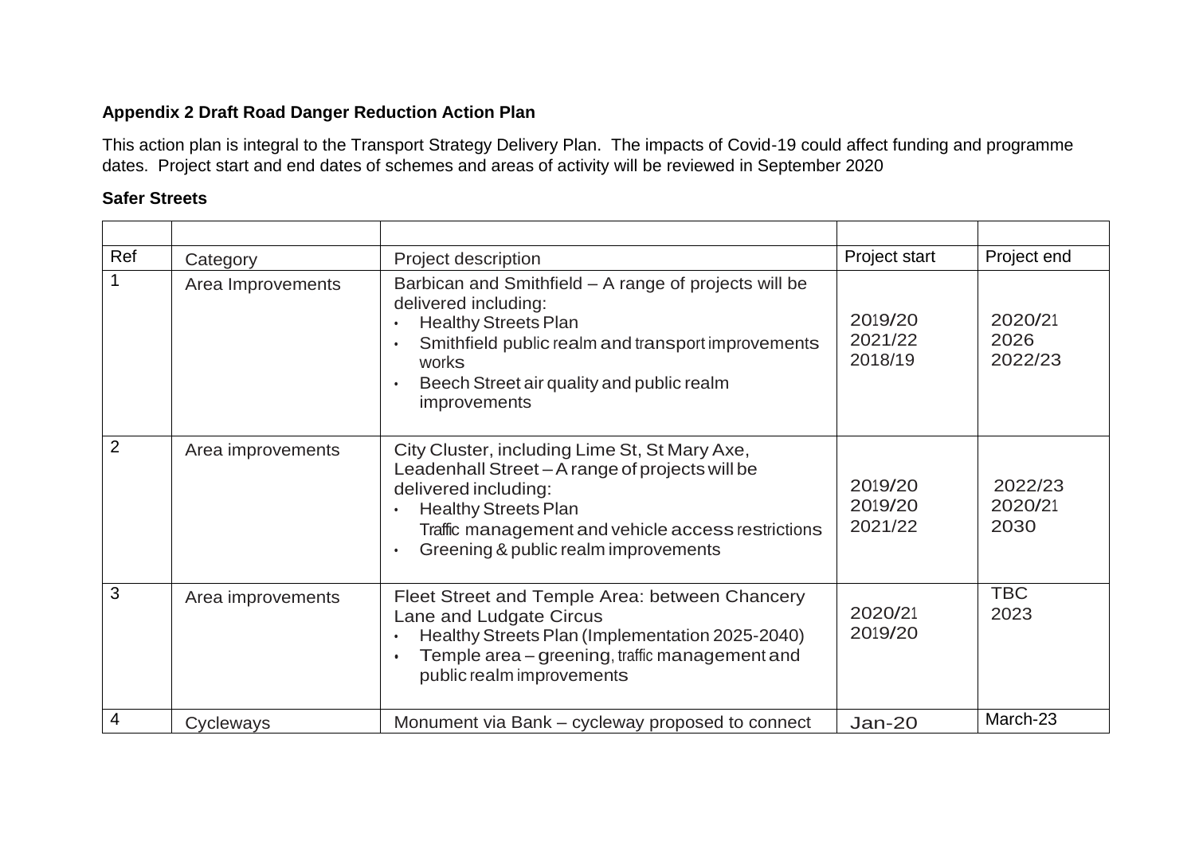**Appendix 2 Draft Road Danger Reduction Action Plan**

This action plan is integral to the Transport Strategy Delivery Plan. The impacts of Covid-19 could affect funding and programme dates. Project start and end dates of schemes and areas of activity will be reviewed in September 2020

**Safer Streets**

| | | | | |
|---|---|---|---|---|
| Ref | Category | Project description | Project start | Project end |
| 1 | Area Improvements | Barbican and Smithfield – A range of projects will be delivered including:<br>• Healthy Streets Plan<br>• Smithfield public realm and transport improvements works<br>• Beech Street air quality and public realm improvements | 2019/20<br>2021/22<br>2018/19 | 2020/21<br>2026<br>2022/23 |
| 2 | Area improvements | City Cluster, including Lime St, St Mary Axe, Leadenhall Street – A range of projects will be delivered including:<br>• Healthy Streets Plan<br>Traffic management and vehicle access restrictions<br>• Greening & public realm improvements | 2019/20<br>2019/20<br>2021/22 | 2022/23<br>2020/21<br>2030 |
| 3 | Area improvements | Fleet Street and Temple Area: between Chancery Lane and Ludgate Circus<br>• Healthy Streets Plan (Implementation 2025-2040)<br>• Temple area – greening, traffic management and public realm improvements | 2020/21<br>2019/20 | TBC<br>2023 |
| 4 | Cycleways | Monument via Bank – cycleway proposed to connect | Jan-20 | March-23 |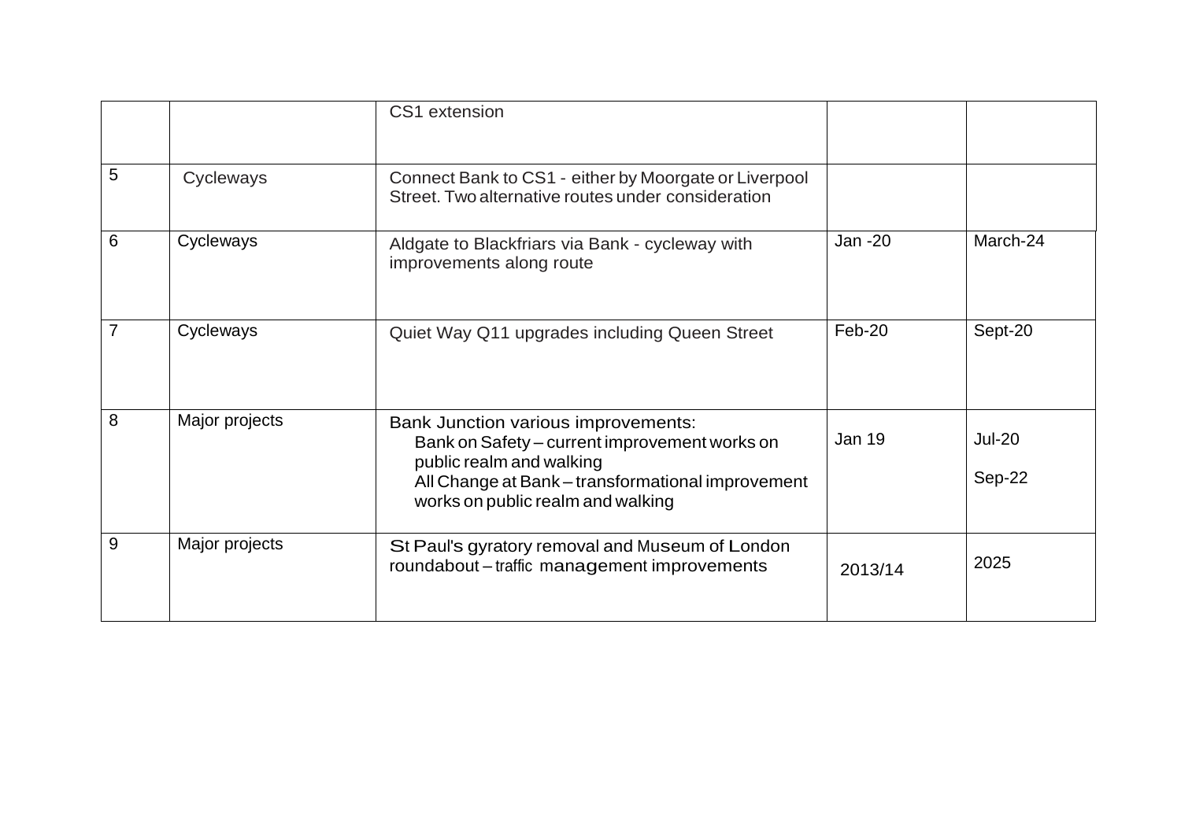| | | | | |
|---|---|---|---|---|
| | | CS1 extension | | |
| 5 | Cycleways | Connect Bank to CS1 - either by Moorgate or Liverpool Street. Two alternative routes under consideration | | |
| 6 | Cycleways | Aldgate to Blackfriars via Bank - cycleway with improvements along route | Jan -20 | March-24 |
| 7 | Cycleways | Quiet Way Q11 upgrades including Queen Street | Feb-20 | Sept-20 |
| 8 | Major projects | Bank Junction various improvements:<br>Bank on Safety – current improvement works on public realm and walking<br>All Change at Bank – transformational improvement works on public realm and walking | Jan 19 | Jul-20<br>Sep-22 |
| 9 | Major projects | St Paul's gyratory removal and Museum of London roundabout – traffic management improvements | 2013/14 | 2025 |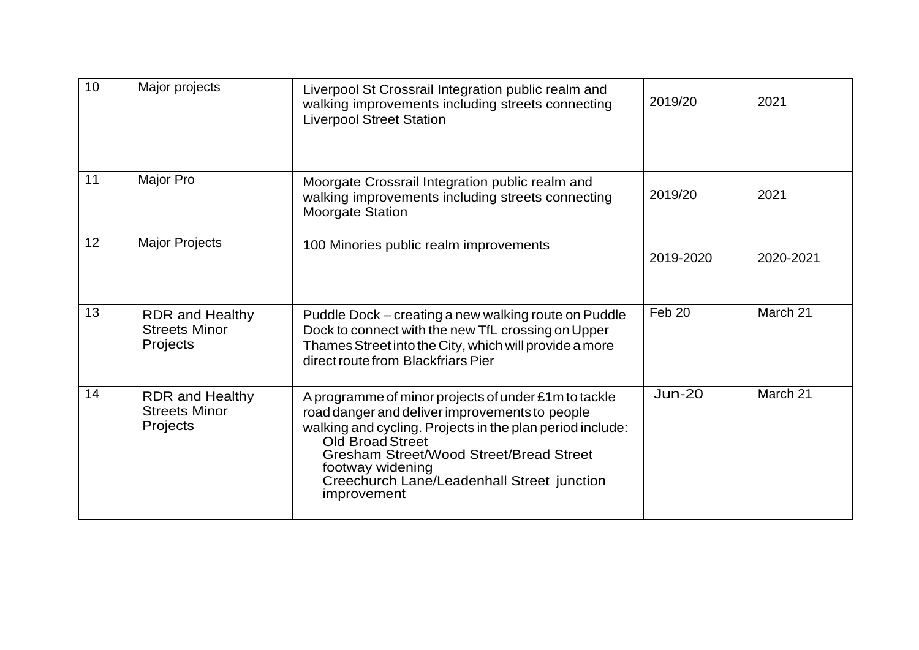| | | | | |
|---|---|---|---|---|
| 10 | Major projects | Liverpool St Crossrail Integration public realm and walking improvements including streets connecting Liverpool Street Station | 2019/20 | 2021 |
| 11 | Major Pro | Moorgate Crossrail Integration public realm and walking improvements including streets connecting Moorgate Station | 2019/20 | 2021 |
| 12 | Major Projects | 100 Minories public realm improvements | 2019-2020 | 2020-2021 |
| 13 | RDR and Healthy Streets Minor Projects | Puddle Dock – creating a new walking route on Puddle Dock to connect with the new TfL crossing on Upper Thames Street into the City, which will provide a more direct route from Blackfriars Pier | Feb 20 | March 21 |
| 14 | RDR and Healthy Streets Minor Projects | A programme of minor projects of under £1m to tackle road danger and deliver improvements to people walking and cycling. Projects in the plan period include:<br>Old Broad Street<br>Gresham Street/Wood Street/Bread Street footway widening<br>Creechurch Lane/Leadenhall Street junction improvement | Jun-20 | March 21 |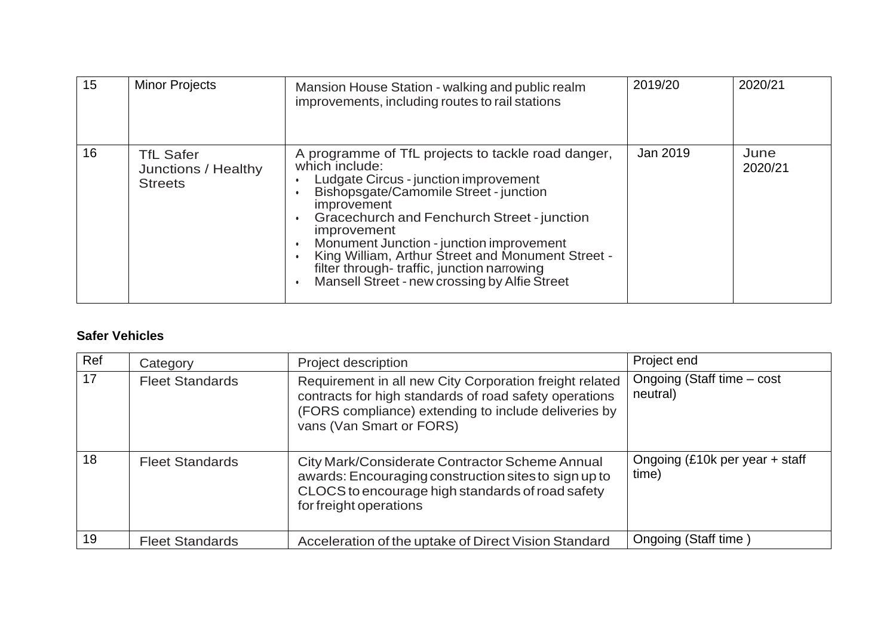| | | | | |
|---|---|---|---|---|
| 15 | Minor Projects | Mansion House Station - walking and public realm improvements, including routes to rail stations | 2019/20 | 2020/21 |
| 16 | TfL Safer Junctions / Healthy Streets | A programme of TfL projects to tackle road danger, which include:<br>• Ludgate Circus - junction improvement<br>• Bishopsgate/Camomile Street - junction improvement<br>• Gracechurch and Fenchurch Street - junction improvement<br>• Monument Junction - junction improvement<br>• King William, Arthur Street and Monument Street - filter through- traffic, junction narrowing<br>• Mansell Street - new crossing by Alfie Street | Jan 2019 | June 2020/21 |

**Safer Vehicles**

| Ref | Category | Project description | Project end |
|---|---|---|---|
| 17 | Fleet Standards | Requirement in all new City Corporation freight related contracts for high standards of road safety operations (FORS compliance) extending to include deliveries by vans (Van Smart or FORS) | Ongoing (Staff time – cost neutral) |
| 18 | Fleet Standards | City Mark/Considerate Contractor Scheme Annual awards: Encouraging construction sites to sign up to CLOCS to encourage high standards of road safety for freight operations | Ongoing (£10k per year + staff time) |
| 19 | Fleet Standards | Acceleration of the uptake of Direct Vision Standard | Ongoing (Staff time ) |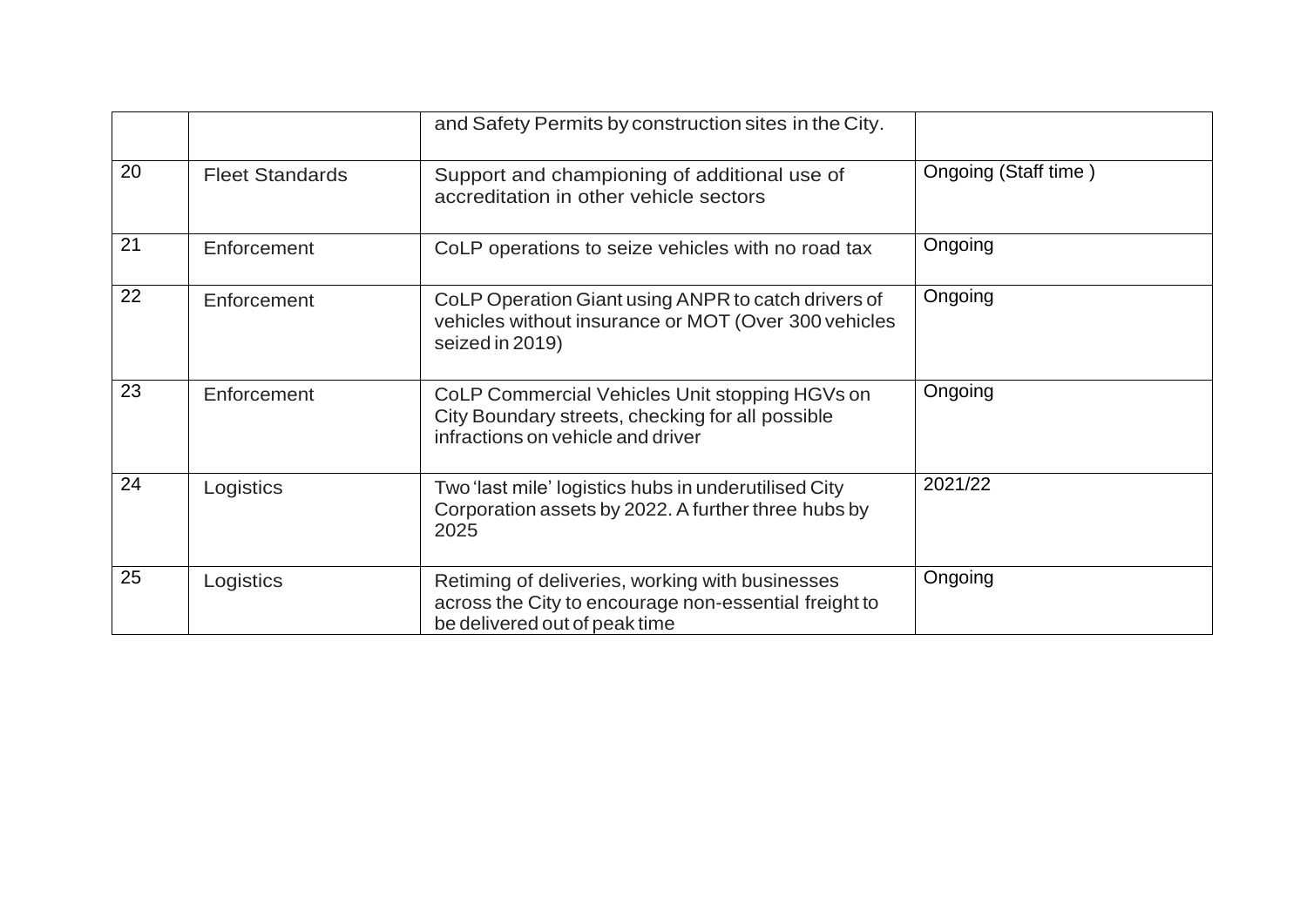| | | | |
|---|---|---|---|
| | | and Safety Permits by construction sites in the City. | |
| 20 | Fleet Standards | Support and championing of additional use of accreditation in other vehicle sectors | Ongoing (Staff time ) |
| 21 | Enforcement | CoLP operations to seize vehicles with no road tax | Ongoing |
| 22 | Enforcement | CoLP Operation Giant using ANPR to catch drivers of vehicles without insurance or MOT (Over 300 vehicles seized in 2019) | Ongoing |
| 23 | Enforcement | CoLP Commercial Vehicles Unit stopping HGVs on City Boundary streets, checking for all possible infractions on vehicle and driver | Ongoing |
| 24 | Logistics | Two 'last mile' logistics hubs in underutilised City Corporation assets by 2022. A further three hubs by 2025 | 2021/22 |
| 25 | Logistics | Retiming of deliveries, working with businesses across the City to encourage non-essential freight to be delivered out of peak time | Ongoing |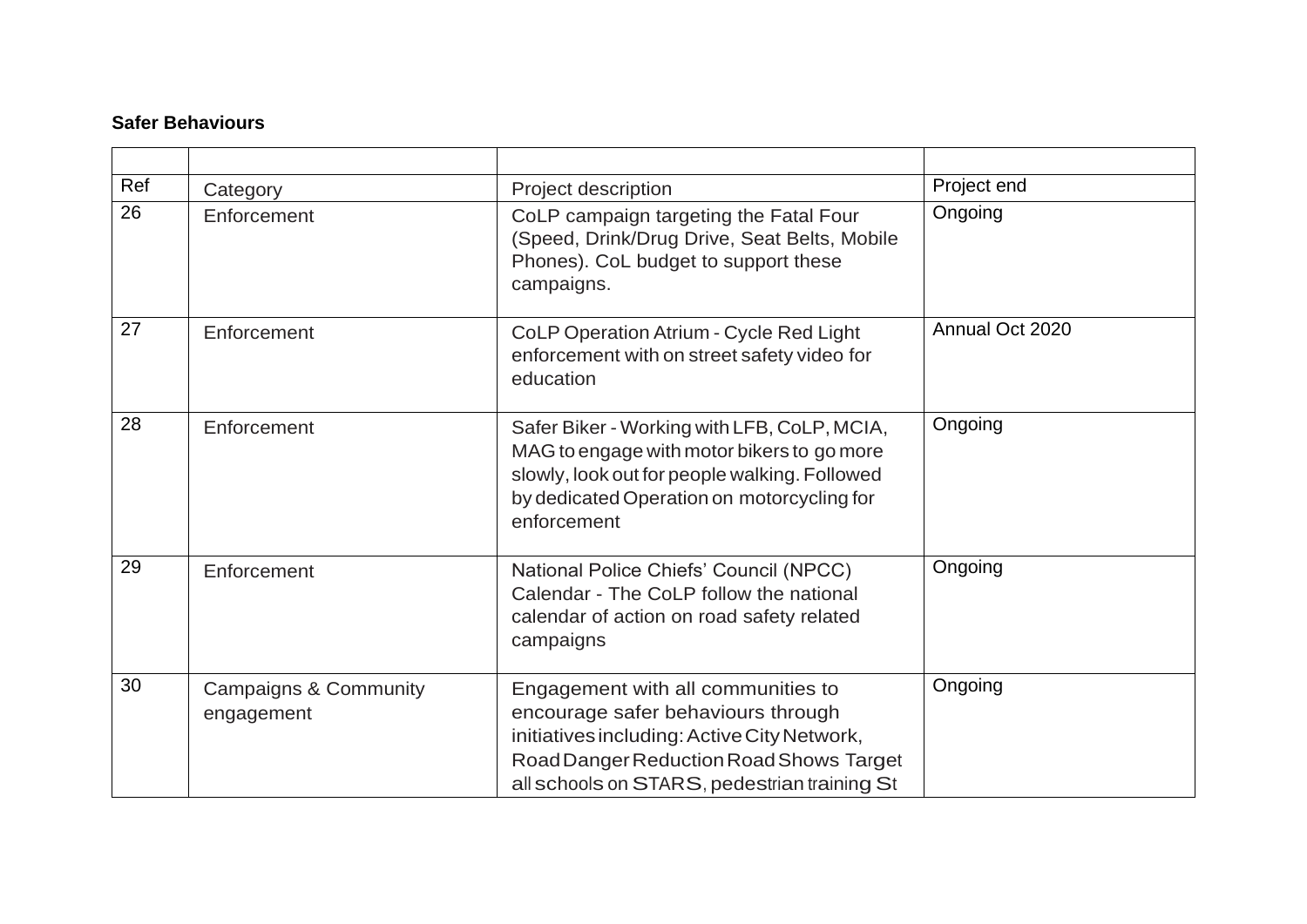**Safer Behaviours**

| | | | |
|---|---|---|---|
| Ref | Category | Project description | Project end |
| 26 | Enforcement | CoLP campaign targeting the Fatal Four (Speed, Drink/Drug Drive, Seat Belts, Mobile Phones). CoL budget to support these campaigns. | Ongoing |
| 27 | Enforcement | CoLP Operation Atrium - Cycle Red Light enforcement with on street safety video for education | Annual Oct 2020 |
| 28 | Enforcement | Safer Biker - Working with LFB, CoLP, MCIA, MAG to engage with motor bikers to go more slowly, look out for people walking. Followed by dedicated Operation on motorcycling for enforcement | Ongoing |
| 29 | Enforcement | National Police Chiefs' Council (NPCC) Calendar - The CoLP follow the national calendar of action on road safety related campaigns | Ongoing |
| 30 | Campaigns & Community engagement | Engagement with all communities to encourage safer behaviours through initiatives including: Active City Network, Road Danger Reduction Road Shows Target all schools on STARS, pedestrian training St | Ongoing |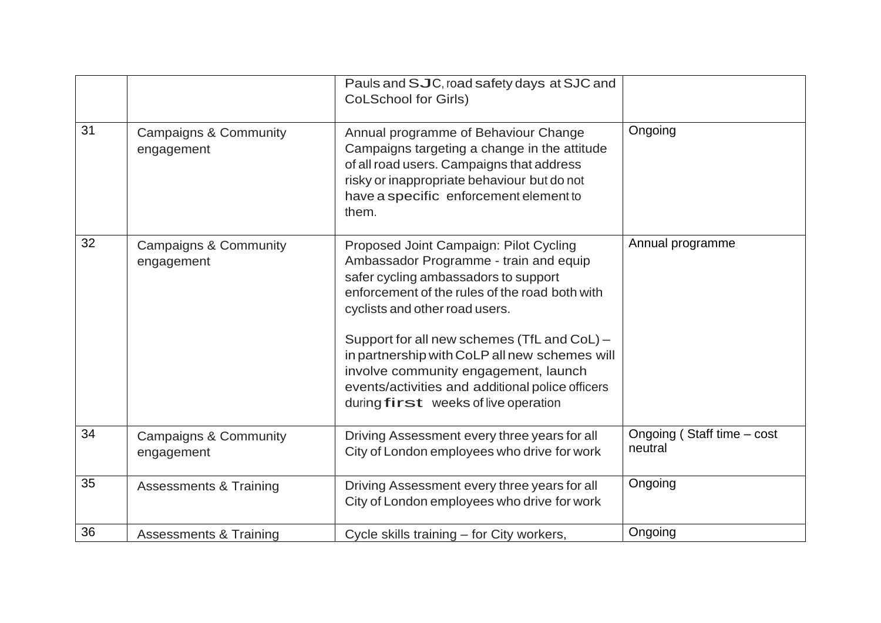| | | | |
|---|---|---|---|
| | | Pauls and SJC, road safety days at SJC and CoLSchool for Girls) | |
| 31 | Campaigns & Community engagement | Annual programme of Behaviour Change Campaigns targeting a change in the attitude of all road users. Campaigns that address risky or inappropriate behaviour but do not have a specific enforcement element to them. | Ongoing |
| 32 | Campaigns & Community engagement | Proposed Joint Campaign: Pilot Cycling Ambassador Programme - train and equip safer cycling ambassadors to support enforcement of the rules of the road both with cyclists and other road users.<br><br>Support for all new schemes (TfL and CoL) – in partnership with CoLP all new schemes will involve community engagement, launch events/activities and additional police officers during first weeks of live operation | Annual programme |
| 34 | Campaigns & Community engagement | Driving Assessment every three years for all City of London employees who drive for work | Ongoing ( Staff time – cost neutral |
| 35 | Assessments & Training | Driving Assessment every three years for all City of London employees who drive for work | Ongoing |
| 36 | Assessments & Training | Cycle skills training – for City workers, | Ongoing |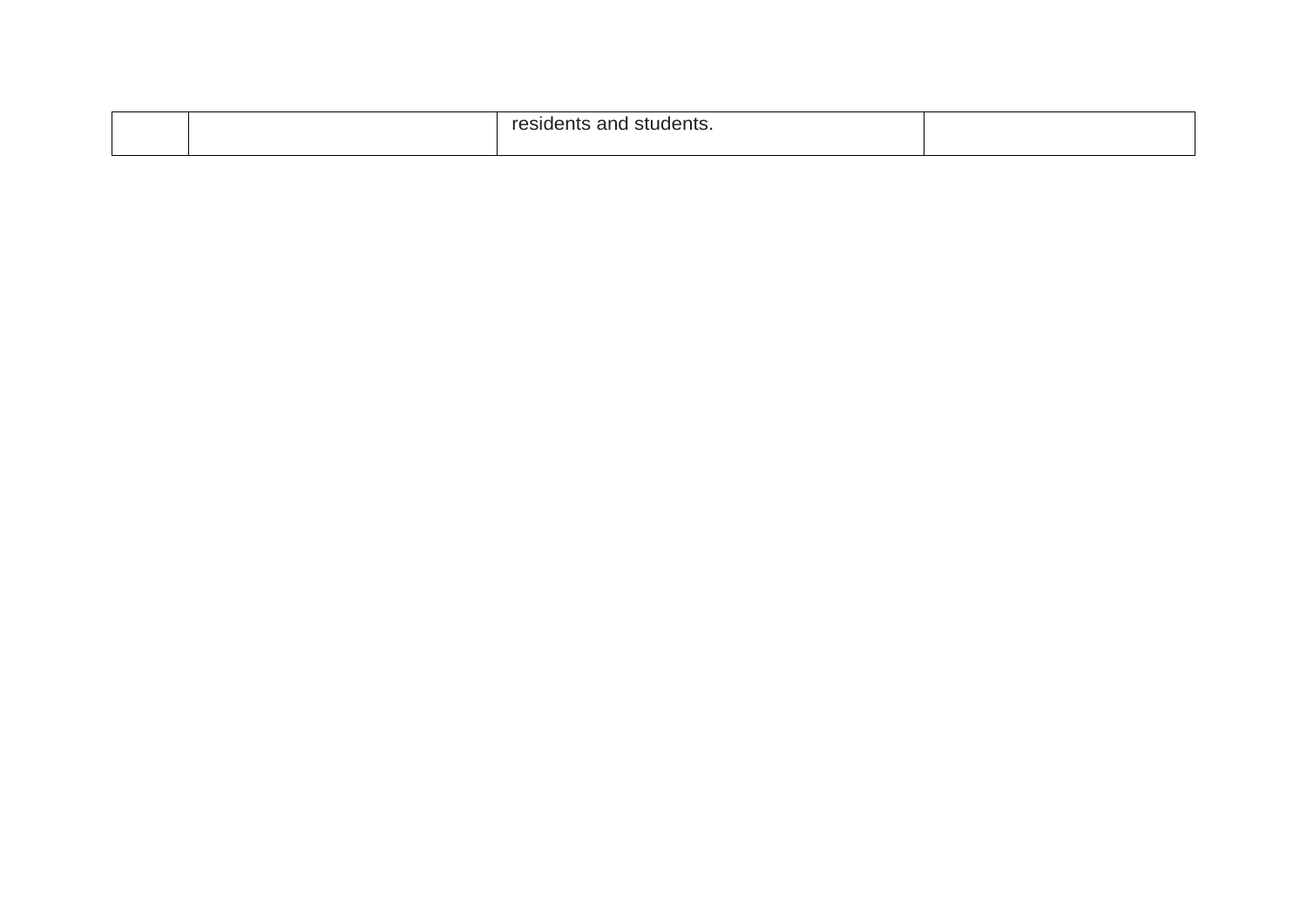| | | | |
|---|---|---|---|
| | | residents and students. | |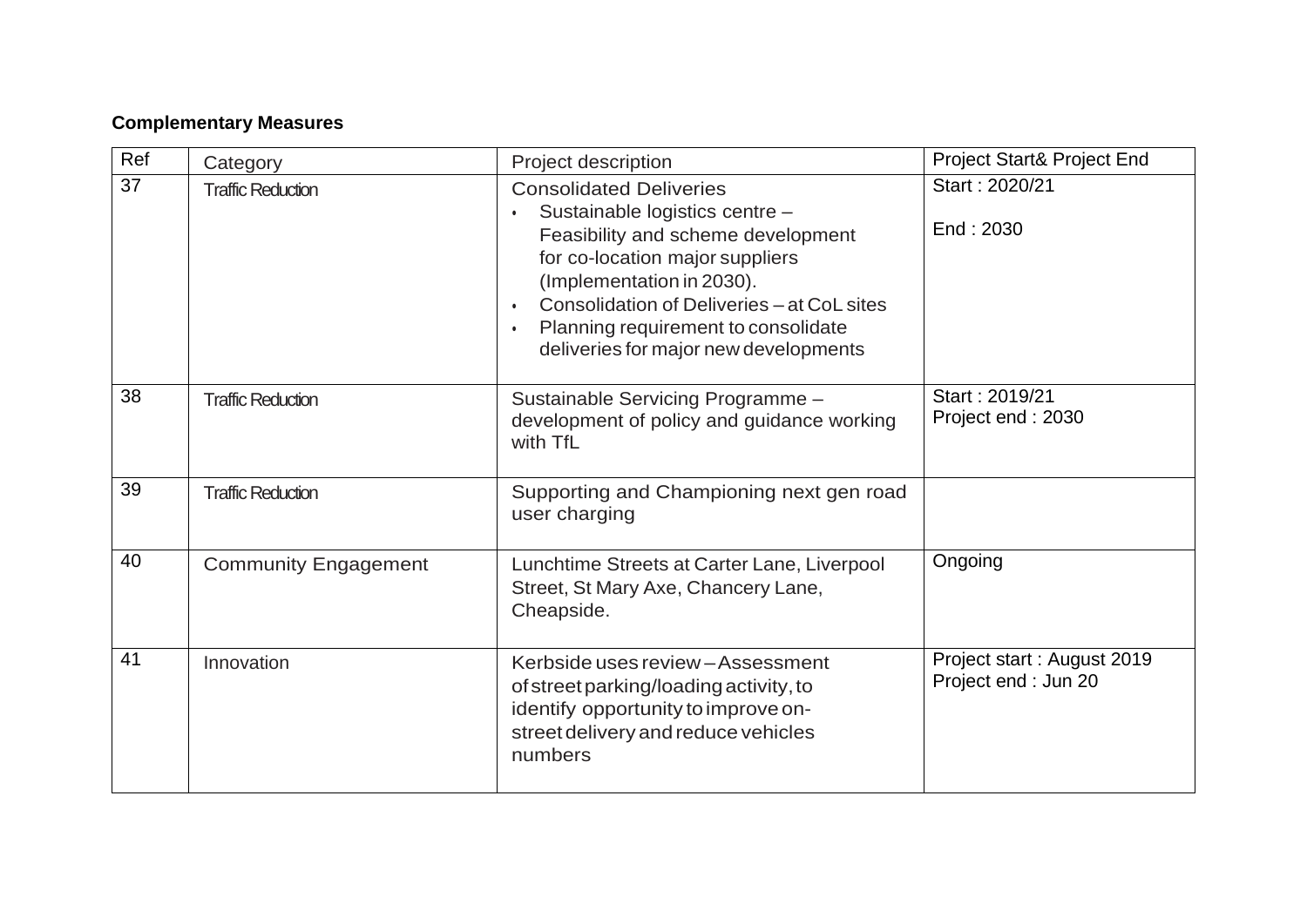**Complementary Measures**

| Ref | Category | Project description | Project Start& Project End |
|---|---|---|---|
| 37 | Traffic Reduction | Consolidated Deliveries<br>• Sustainable logistics centre – Feasibility and scheme development for co-location major suppliers (Implementation in 2030).<br>• Consolidation of Deliveries – at CoL sites<br>• Planning requirement to consolidate deliveries for major new developments | Start : 2020/21<br><br>End : 2030 |
| 38 | Traffic Reduction | Sustainable Servicing Programme – development of policy and guidance working with TfL | Start : 2019/21<br>Project end : 2030 |
| 39 | Traffic Reduction | Supporting and Championing next gen road user charging | |
| 40 | Community Engagement | Lunchtime Streets at Carter Lane, Liverpool Street, St Mary Axe, Chancery Lane, Cheapside. | Ongoing |
| 41 | Innovation | Kerbside uses review – Assessment of street parking/loading activity, to identify opportunity to improve on-street delivery and reduce vehicles numbers | Project start : August 2019<br>Project end : Jun 20 |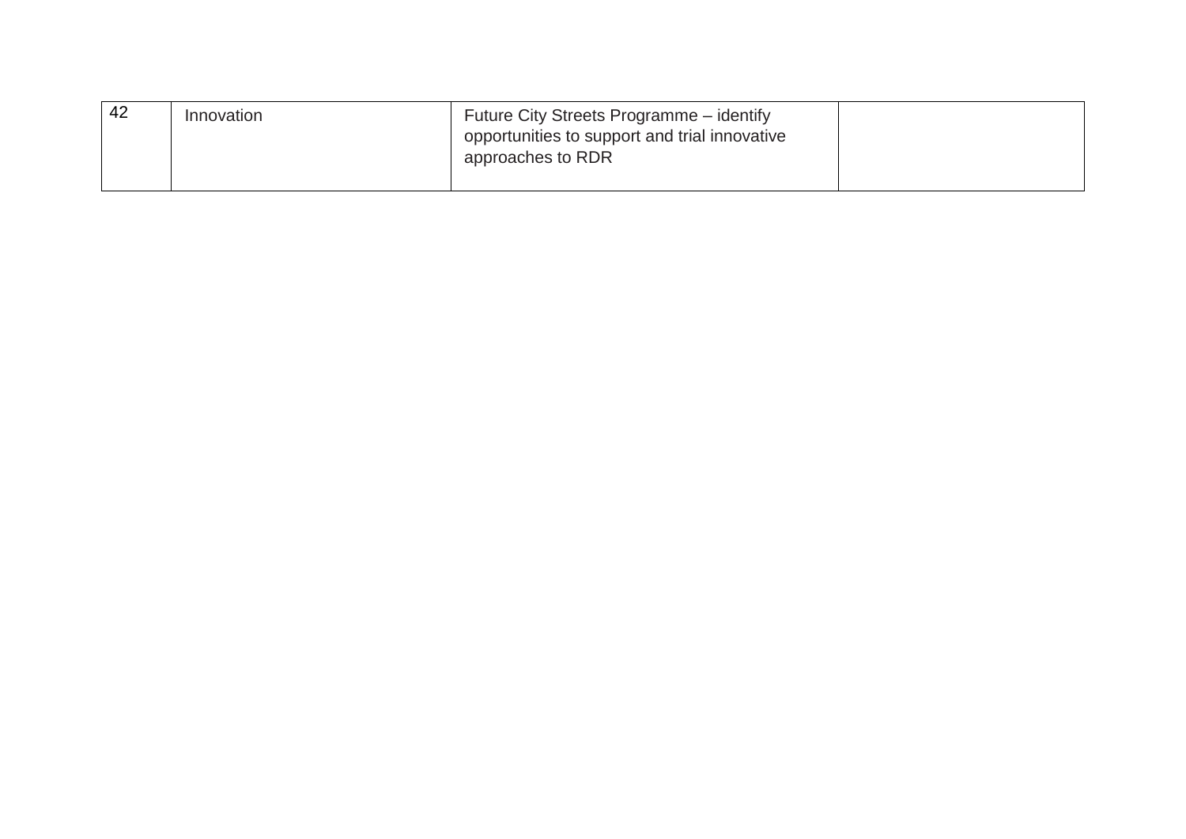| | | | |
|---|---|---|---|
| 42 | Innovation | Future City Streets Programme – identify opportunities to support and trial innovative approaches to RDR | |